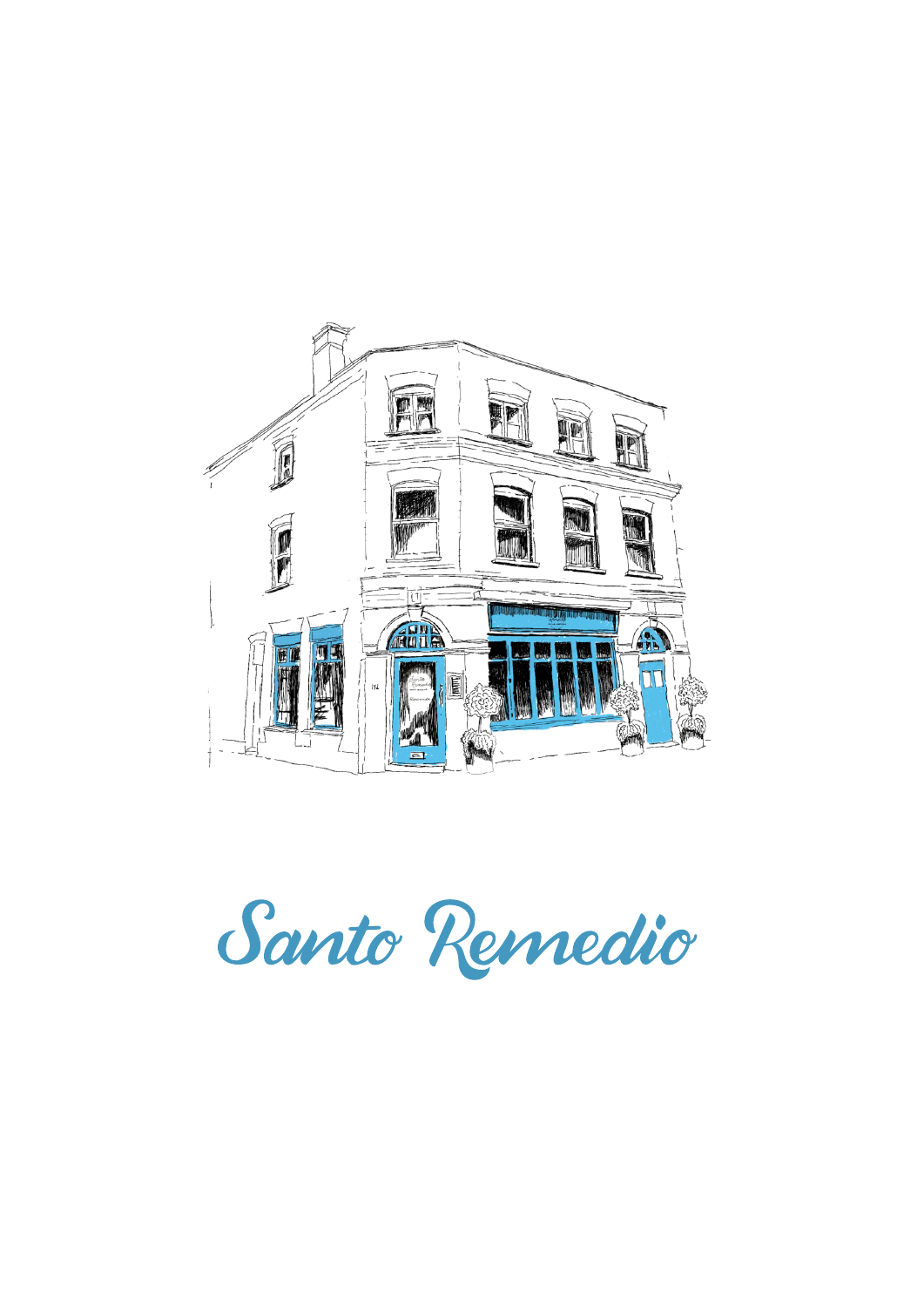Santo Remedio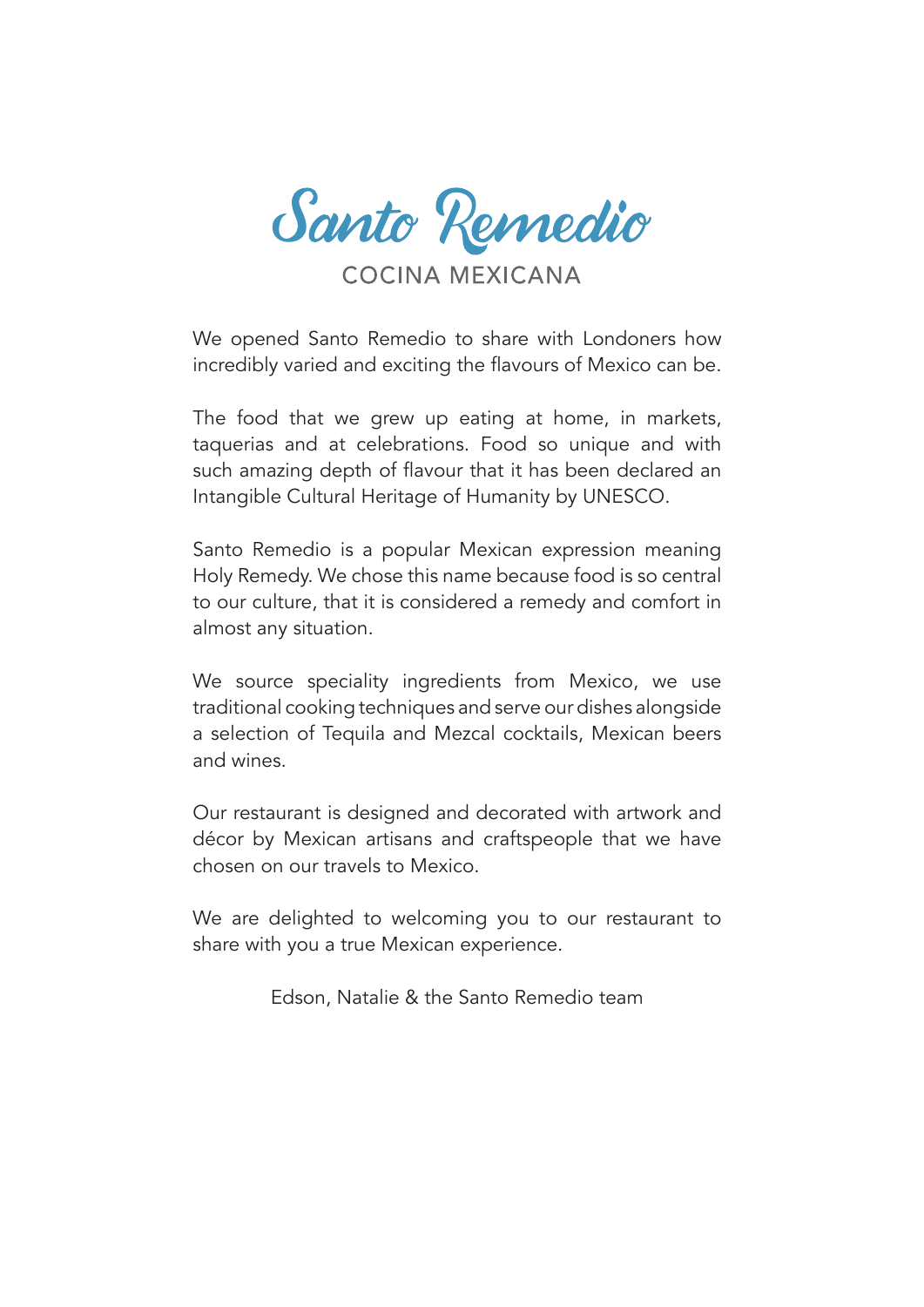# Santo Remedio

## COCINA MEXICANA

We opened Santo Remedio to share with Londoners how incredibly varied and exciting the flavours of Mexico can be.

The food that we grew up eating at home, in markets, taquerias and at celebrations. Food so unique and with such amazing depth of flavour that it has been declared an Intangible Cultural Heritage of Humanity by UNESCO.

Santo Remedio is a popular Mexican expression meaning Holy Remedy. We chose this name because food is so central to our culture, that it is considered a remedy and comfort in almost any situation.

We source speciality ingredients from Mexico, we use traditional cooking techniques and serve our dishes alongside a selection of Tequila and Mezcal cocktails, Mexican beers and wines.

Our restaurant is designed and decorated with artwork and décor by Mexican artisans and craftspeople that we have chosen on our travels to Mexico.

We are delighted to welcoming you to our restaurant to share with you a true Mexican experience.

Edson, Natalie & the Santo Remedio team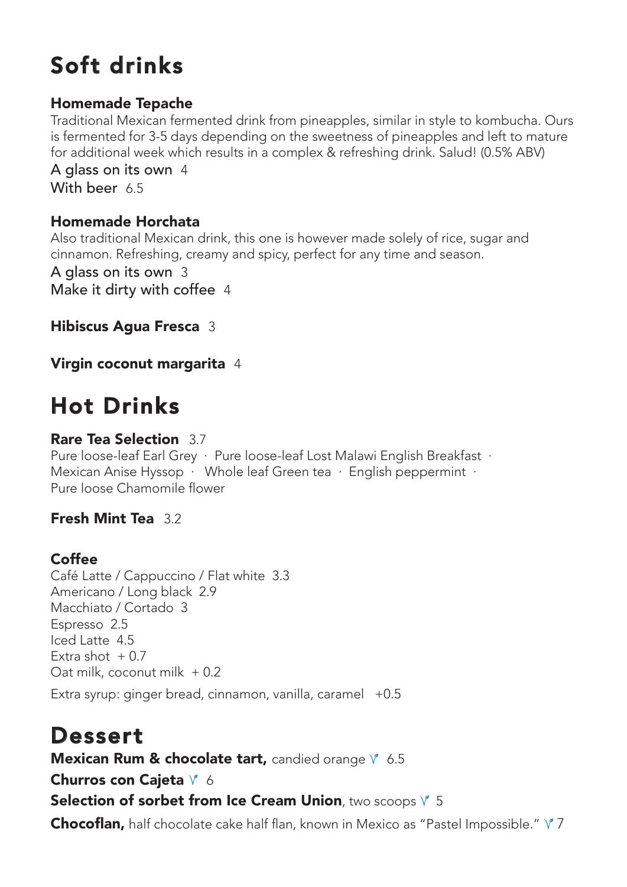# Soft drinks

**Homemade Tepache**
Traditional Mexican fermented drink from pineapples, similar in style to kombucha. Ours is fermented for 3-5 days depending on the sweetness of pineapples and left to mature for additional week which results in a complex & refreshing drink. Salud! (0.5% ABV)
A glass on its own 4
With beer 6.5

**Homemade Horchata**
Also traditional Mexican drink, this one is however made solely of rice, sugar and cinnamon. Refreshing, creamy and spicy, perfect for any time and season.
A glass on its own 3
Make it dirty with coffee 4

**Hibiscus Agua Fresca** 3

**Virgin coconut margarita** 4

# Hot Drinks

**Rare Tea Selection** 3.7
Pure loose-leaf Earl Grey · Pure loose-leaf Lost Malawi English Breakfast · Mexican Anise Hyssop · Whole leaf Green tea · English peppermint · Pure loose Chamomile flower

**Fresh Mint Tea** 3.2

**Coffee**
Café Latte / Cappuccino / Flat white 3.3
Americano / Long black 2.9
Macchiato / Cortado 3
Espresso 2.5
Iced Latte 4.5
Extra shot + 0.7
Oat milk, coconut milk + 0.2

Extra syrup: ginger bread, cinnamon, vanilla, caramel +0.5

# Dessert

**Mexican Rum & chocolate tart,** candied orange V 6.5

**Churros con Cajeta** V 6

**Selection of sorbet from Ice Cream Union**, two scoops V 5

**Chocoflan,** half chocolate cake half flan, known in Mexico as "Pastel Impossible." V 7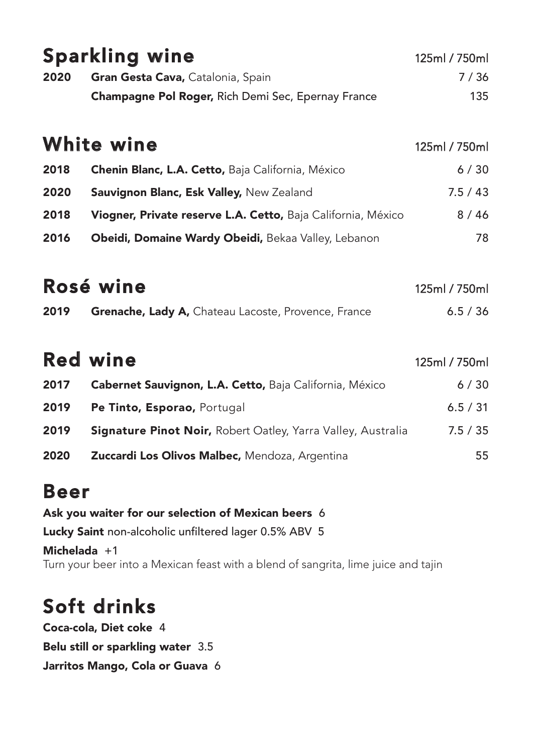## Sparkling wine

| | | 125ml / 750ml |
|---|---|---|
| 2020 | **Gran Gesta Cava,** Catalonia, Spain | 7 / 36 |
| | **Champagne Pol Roger,** Rich Demi Sec, Epernay France | 135 |

## White wine

| | | 125ml / 750ml |
|---|---|---|
| 2018 | **Chenin Blanc, L.A. Cetto,** Baja California, México | 6 / 30 |
| 2020 | **Sauvignon Blanc, Esk Valley,** New Zealand | 7.5 / 43 |
| 2018 | **Viogner, Private reserve L.A. Cetto,** Baja California, México | 8 / 46 |
| 2016 | **Obeidi, Domaine Wardy Obeidi,** Bekaa Valley, Lebanon | 78 |

## Rosé wine

| | | 125ml / 750ml |
|---|---|---|
| 2019 | **Grenache, Lady A,** Chateau Lacoste, Provence, France | 6.5 / 36 |

## Red wine

| | | 125ml / 750ml |
|---|---|---|
| 2017 | **Cabernet Sauvignon, L.A. Cetto,** Baja California, México | 6 / 30 |
| 2019 | **Pe Tinto, Esporao,** Portugal | 6.5 / 31 |
| 2019 | **Signature Pinot Noir,** Robert Oatley, Yarra Valley, Australia | 7.5 / 35 |
| 2020 | **Zuccardi Los Olivos Malbec,** Mendoza, Argentina | 55 |

## Beer

**Ask you waiter for our selection of Mexican beers** 6

**Lucky Saint** non-alcoholic unfiltered lager 0.5% ABV 5

**Michelada** +1
Turn your beer into a Mexican feast with a blend of sangrita, lime juice and tajin

## Soft drinks

**Coca-cola, Diet coke** 4

**Belu still or sparkling water** 3.5

**Jarritos Mango, Cola or Guava** 6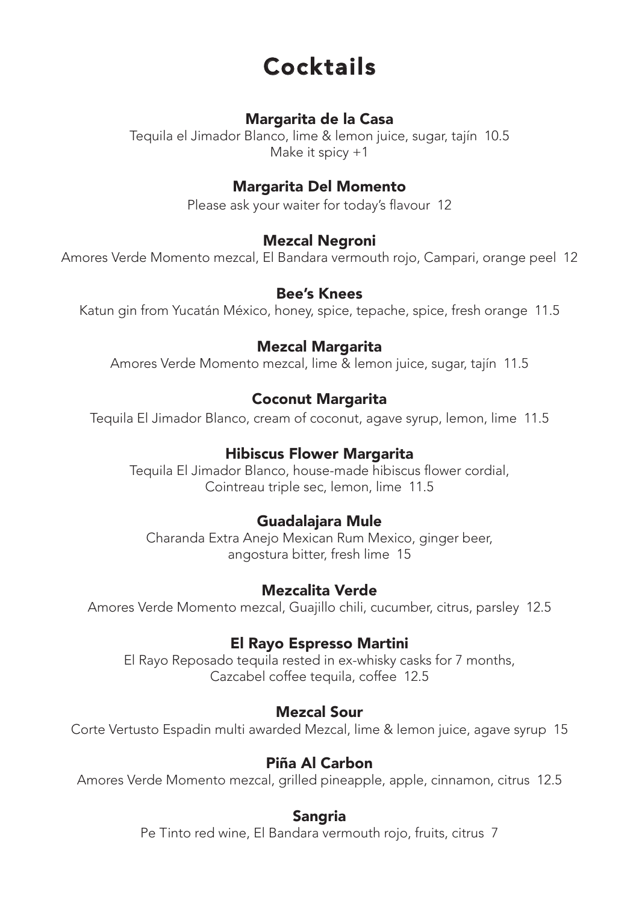# Cocktails

## Margarita de la Casa

Tequila el Jimador Blanco, lime & lemon juice, sugar, tajín 10.5
Make it spicy +1

## Margarita Del Momento

Please ask your waiter for today's flavour 12

## Mezcal Negroni

Amores Verde Momento mezcal, El Bandara vermouth rojo, Campari, orange peel 12

## Bee's Knees

Katun gin from Yucatán México, honey, spice, tepache, spice, fresh orange 11.5

## Mezcal Margarita

Amores Verde Momento mezcal, lime & lemon juice, sugar, tajín 11.5

## Coconut Margarita

Tequila El Jimador Blanco, cream of coconut, agave syrup, lemon, lime 11.5

## Hibiscus Flower Margarita

Tequila El Jimador Blanco, house-made hibiscus flower cordial,
Cointreau triple sec, lemon, lime 11.5

## Guadalajara Mule

Charanda Extra Anejo Mexican Rum Mexico, ginger beer,
angostura bitter, fresh lime 15

## Mezcalita Verde

Amores Verde Momento mezcal, Guajillo chili, cucumber, citrus, parsley 12.5

## El Rayo Espresso Martini

El Rayo Reposado tequila rested in ex-whisky casks for 7 months,
Cazcabel coffee tequila, coffee 12.5

## Mezcal Sour

Corte Vertusto Espadin multi awarded Mezcal, lime & lemon juice, agave syrup 15

## Piña Al Carbon

Amores Verde Momento mezcal, grilled pineapple, apple, cinnamon, citrus 12.5

## Sangria

Pe Tinto red wine, El Bandara vermouth rojo, fruits, citrus 7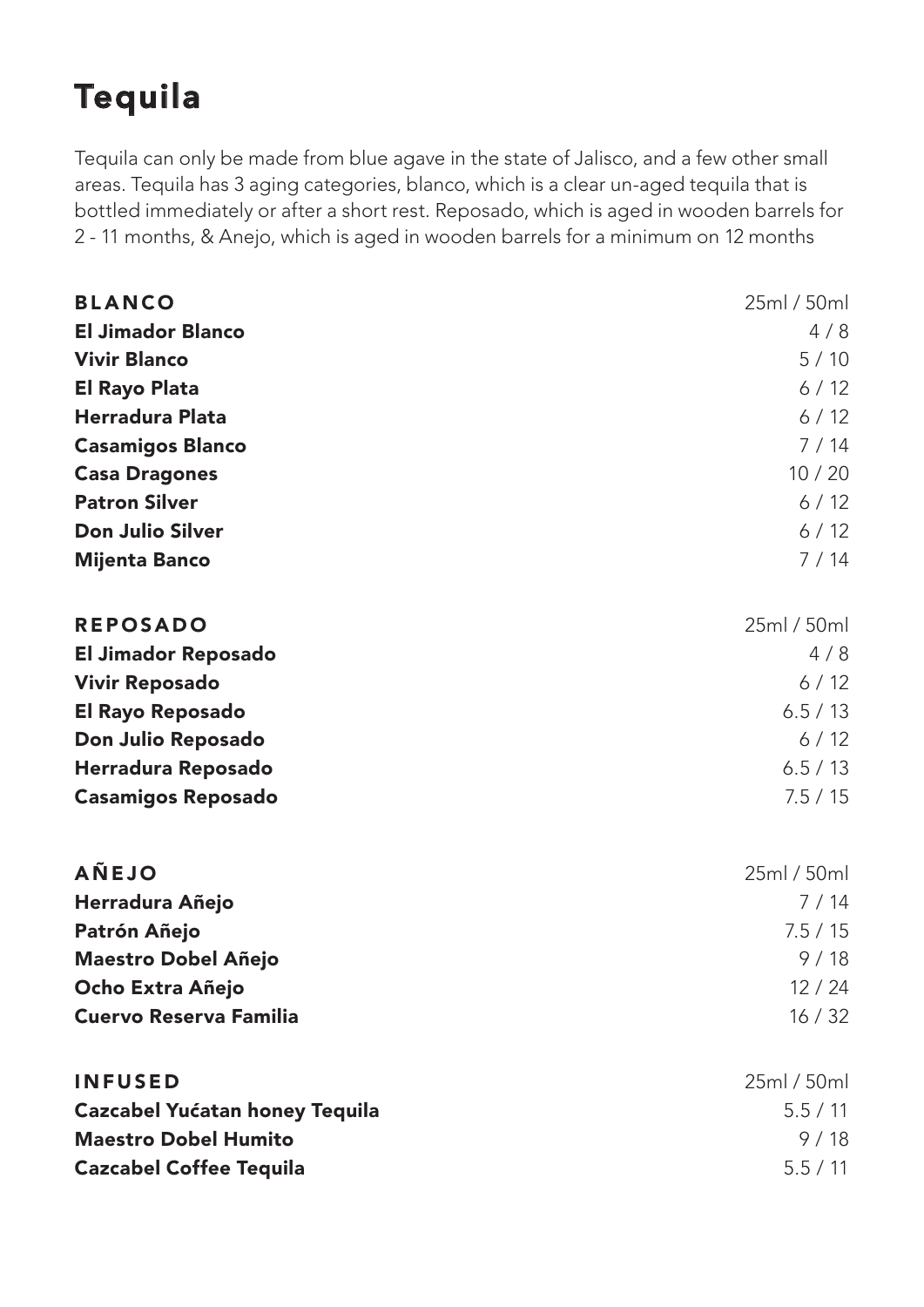# Tequila

Tequila can only be made from blue agave in the state of Jalisco, and a few other small areas. Tequila has 3 aging categories, blanco, which is a clear un-aged tequila that is bottled immediately or after a short rest. Reposado, which is aged in wooden barrels for 2 - 11 months, & Anejo, which is aged in wooden barrels for a minimum on 12 months

| BLANCO | 25ml / 50ml |
| --- | --- |
| **El Jimador Blanco** | 4 / 8 |
| **Vivir Blanco** | 5 / 10 |
| **El Rayo Plata** | 6 / 12 |
| **Herradura Plata** | 6 / 12 |
| **Casamigos Blanco** | 7 / 14 |
| **Casa Dragones** | 10 / 20 |
| **Patron Silver** | 6 / 12 |
| **Don Julio Silver** | 6 / 12 |
| **Mijenta Banco** | 7 / 14 |

| REPOSADO | 25ml / 50ml |
| --- | --- |
| **El Jimador Reposado** | 4 / 8 |
| **Vivir Reposado** | 6 / 12 |
| **El Rayo Reposado** | 6.5 / 13 |
| **Don Julio Reposado** | 6 / 12 |
| **Herradura Reposado** | 6.5 / 13 |
| **Casamigos Reposado** | 7.5 / 15 |

| AÑEJO | 25ml / 50ml |
| --- | --- |
| **Herradura Añejo** | 7 / 14 |
| **Patrón Añejo** | 7.5 / 15 |
| **Maestro Dobel Añejo** | 9 / 18 |
| **Ocho Extra Añejo** | 12 / 24 |
| **Cuervo Reserva Familia** | 16 / 32 |

| INFUSED | 25ml / 50ml |
| --- | --- |
| **Cazcabel Yućatan honey Tequila** | 5.5 / 11 |
| **Maestro Dobel Humito** | 9 / 18 |
| **Cazcabel Coffee Tequila** | 5.5 / 11 |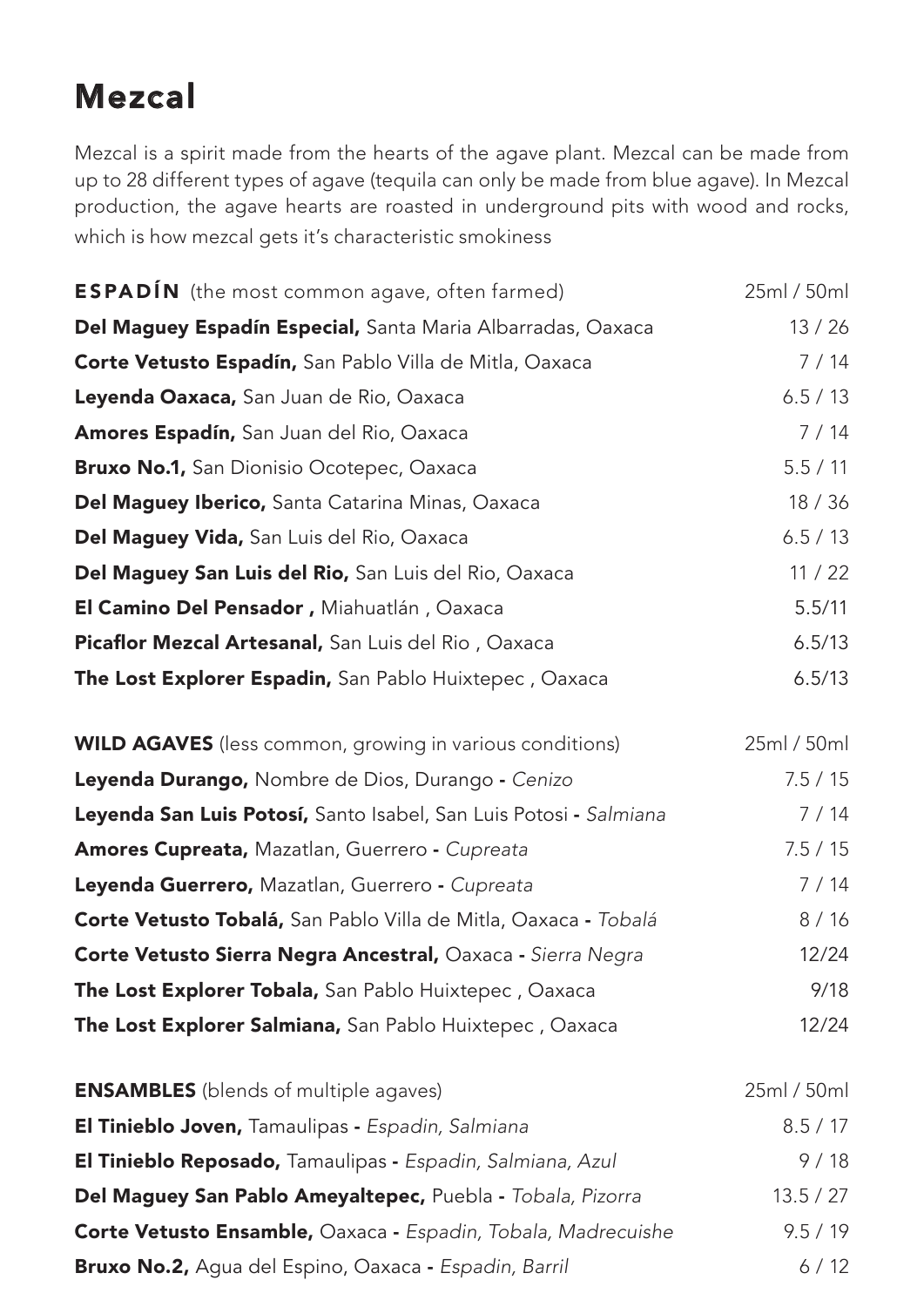# Mezcal

Mezcal is a spirit made from the hearts of the agave plant. Mezcal can be made from up to 28 different types of agave (tequila can only be made from blue agave). In Mezcal production, the agave hearts are roasted in underground pits with wood and rocks, which is how mezcal gets it's characteristic smokiness

| **ESPADÍN** (the most common agave, often farmed) | 25ml / 50ml |
|---|---|
| **Del Maguey Espadín Especial,** Santa Maria Albarradas, Oaxaca | 13 / 26 |
| **Corte Vetusto Espadín,** San Pablo Villa de Mitla, Oaxaca | 7 / 14 |
| **Leyenda Oaxaca,** San Juan de Rio, Oaxaca | 6.5 / 13 |
| **Amores Espadín,** San Juan del Rio, Oaxaca | 7 / 14 |
| **Bruxo No.1,** San Dionisio Ocotepec, Oaxaca | 5.5 / 11 |
| **Del Maguey Iberico,** Santa Catarina Minas, Oaxaca | 18 / 36 |
| **Del Maguey Vida,** San Luis del Rio, Oaxaca | 6.5 / 13 |
| **Del Maguey San Luis del Rio,** San Luis del Rio, Oaxaca | 11 / 22 |
| **El Camino Del Pensador ,** Miahuatlán , Oaxaca | 5.5/11 |
| **Picaflor Mezcal Artesanal,** San Luis del Rio , Oaxaca | 6.5/13 |
| **The Lost Explorer Espadin,** San Pablo Huixtepec , Oaxaca | 6.5/13 |

| **WILD AGAVES** (less common, growing in various conditions) | 25ml / 50ml |
|---|---|
| **Leyenda Durango,** Nombre de Dios, Durango - *Cenizo* | 7.5 / 15 |
| **Leyenda San Luis Potosí,** Santo Isabel, San Luis Potosi - *Salmiana* | 7 / 14 |
| **Amores Cupreata,** Mazatlan, Guerrero - *Cupreata* | 7.5 / 15 |
| **Leyenda Guerrero,** Mazatlan, Guerrero - *Cupreata* | 7 / 14 |
| **Corte Vetusto Tobalá,** San Pablo Villa de Mitla, Oaxaca - *Tobalá* | 8 / 16 |
| **Corte Vetusto Sierra Negra Ancestral,** Oaxaca - *Sierra Negra* | 12/24 |
| **The Lost Explorer Tobala,** San Pablo Huixtepec , Oaxaca | 9/18 |
| **The Lost Explorer Salmiana,** San Pablo Huixtepec , Oaxaca | 12/24 |

| **ENSAMBLES** (blends of multiple agaves) | 25ml / 50ml |
|---|---|
| **El Tinieblo Joven,** Tamaulipas - *Espadin, Salmiana* | 8.5 / 17 |
| **El Tinieblo Reposado,** Tamaulipas - *Espadin, Salmiana, Azul* | 9 / 18 |
| **Del Maguey San Pablo Ameyaltepec,** Puebla - *Tobala, Pizorra* | 13.5 / 27 |
| **Corte Vetusto Ensamble,** Oaxaca - *Espadin, Tobala, Madrecuishe* | 9.5 / 19 |
| **Bruxo No.2,** Agua del Espino, Oaxaca - *Espadin, Barril* | 6 / 12 |